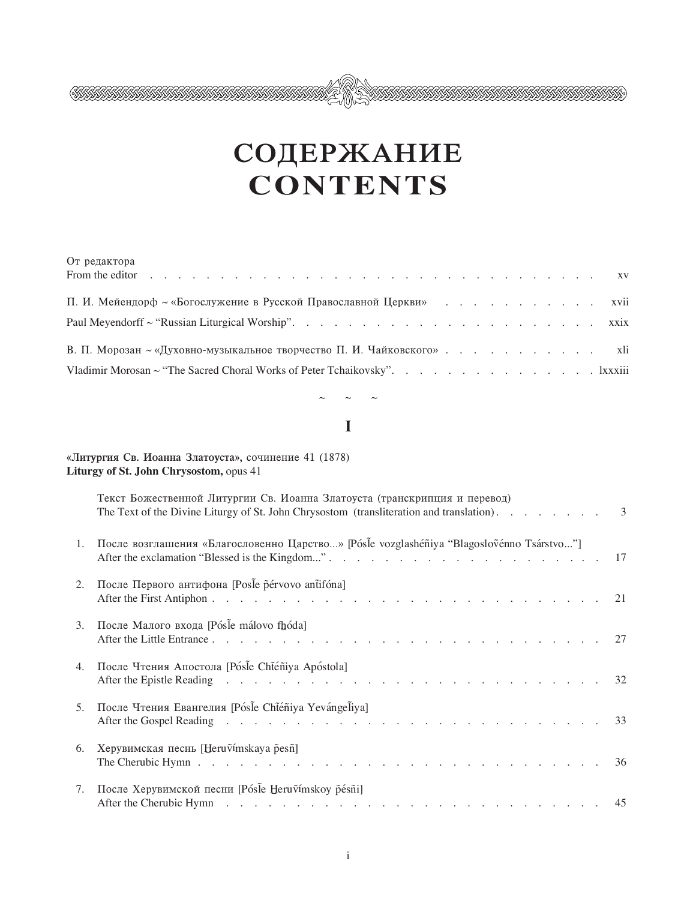# СОДЕРЖАНИЕ
# CONTENTS

От редактора
From the editor . . . . . . . . . . . . . . . . . . . . . . . . . . . . . . . . . . xv

П. И. Мейендорф ~ «Богослужение в Русской Православной Церкви» . . . . . . . . . . . xvii

Paul Meyendorff ~ “Russian Liturgical Worship”. . . . . . . . . . . . . . . . . . . . . . xxix

В. П. Морозан ~ «Духовно-музыкальное творчество П. И. Чайковского» . . . . . . . . . . . xli

Vladimir Morosan ~ “The Sacred Choral Works of Peter Tchaikovsky”. . . . . . . . . . . . . . . lxxxiii

~ ~ ~

## I

**«Литургия Св. Иоанна Златоуста»,** сочинение 41 (1878)
**Liturgy of St. John Chrysostom,** opus 41

Текст Божественной Литургии Св. Иоанна Златоуста (транскрипция и перевод)
The Text of the Divine Liturgy of St. John Chrysostom (transliteration and translation). . . . . . . . 3

1. После возглашения «Благословенно Царство...» [Pósl̃e vozglashéñiya “Blagoslov̄énno Tsárstvo...”]
   After the exclamation “Blessed is the Kingdom...” . . . . . . . . . . . . . . . . . . . . . 17

2. После Первого антифона [Posl̃e p̃érvovo ant̃ifóna]
   After the First Antiphon . . . . . . . . . . . . . . . . . . . . . . . . . . . . 21

3. После Малого входа [Pósl̃e málovo fh̲óda]
   After the Little Entrance . . . . . . . . . . . . . . . . . . . . . . . . . . . . 27

4. После Чтения Апостола [Pósl̃e Cht̃éñiya Apóstola]
   After the Epistle Reading . . . . . . . . . . . . . . . . . . . . . . . . . . . . 32

5. После Чтения Евангелия [Pósl̃e Cht̃éñiya Yevángel̃iya]
   After the Gospel Reading . . . . . . . . . . . . . . . . . . . . . . . . . . . . 33

6. Херувимская песнь [H̲eruṽímskaya p̃esñ]
   The Cherubic Hymn . . . . . . . . . . . . . . . . . . . . . . . . . . . . 36

7. После Херувимской песни [Pósl̃e H̲eruṽímskoy p̃ésñi]
   After the Cherubic Hymn . . . . . . . . . . . . . . . . . . . . . . . . . . . . 45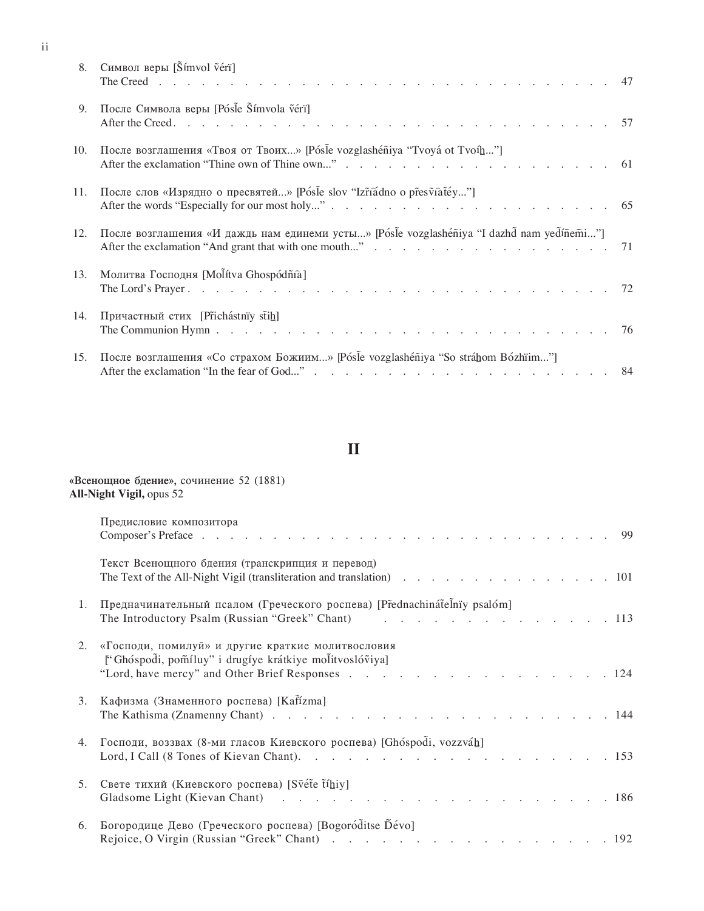8. Символ веры [S̃ímvol ṽérï]
   The Creed . . . . . . . . . . . . . . . . . . . . . . . . . . . . . . 47

9. После Символа веры [Pósl̃e S̃ímvola ṽérï]
   After the Creed . . . . . . . . . . . . . . . . . . . . . . . . . . . . 57

10. После возглашения «Твоя от Твоих...» [Pósl̃e vozglashéñiya "Tvoyá ot Tvoíh̲..."]
    After the exclamation "Thine own of Thine own..." . . . . . . . . . . . . . . 61

11. После слов «Изрядно о пресвятей...» [Pósl̃e slov "Izr̃íâdno o p̃resṽîat̃éy..."]
    After the words "Especially for our most holy..." . . . . . . . . . . . . . 65

12. После возглашения «И даждь нам единеми усты...» [Pósl̃e vozglashéñiya "I dazhd̃ nam yed̃íñem̃i..."]
    After the exclamation "And grant that with one mouth..." . . . . . . . . . . 71

13. Молитва Господня [Mol̃ítva Ghospódñîa]
    The Lord's Prayer . . . . . . . . . . . . . . . . . . . . . . . . . . 72

14. Причастный стих [P̃ichástnïy s̃tih̲]
    The Communion Hymn . . . . . . . . . . . . . . . . . . . . . . . . . 76

15. После возглашения «Со страхом Божиим...» [Pósl̃e vozglashéñiya "So stráh̲om Bóžhïim..."]
    After the exclamation "In the fear of God..." . . . . . . . . . . . . . . 84

# II

**«Всенощное бдение»,** сочинение 52 (1881)
**All-Night Vigil,** opus 52

Предисловие композитора
Composer's Preface . . . . . . . . . . . . . . . . . . . . . . . . . . 99

Текст Всенощного бдения (транскрипция и перевод)
The Text of the All-Night Vigil (transliteration and translation) . . . . . . . . 101

1. Предначинательный псалом (Греческого роспева) [P̃ednachinát̃el̃nïy psalóm]
   The Introductory Psalm (Russian "Greek" Chant) . . . . . . . . . . . . . 113

2. «Господи, помилуй» и другие краткие молитвословия
   ["Ghóspod̃i, pom̃íluy" i drugíye krátkiye mol̃itvoslóṽiya]
   "Lord, have mercy" and Other Brief Responses . . . . . . . . . . . . . 124

3. Кафизма (Знаменного роспева) [Kaf̃ízma]
   The Kathisma (Znamenny Chant) . . . . . . . . . . . . . . . . . . . . 144

4. Господи, воззвах (8-ми гласов Киевского роспева) [Ghóspod̃i, vozzváh̲]
   Lord, I Call (8 Tones of Kievan Chant) . . . . . . . . . . . . . . . . . 153

5. Свете тихий (Киевского роспева) [Sṽét̃e t̃íh̲iy]
   Gladsome Light (Kievan Chant) . . . . . . . . . . . . . . . . . . . . 186

6. Богородице Дево (Греческого роспева) [Bogoród̃itse D̃évo]
   Rejoice, O Virgin (Russian "Greek" Chant) . . . . . . . . . . . . . . . 192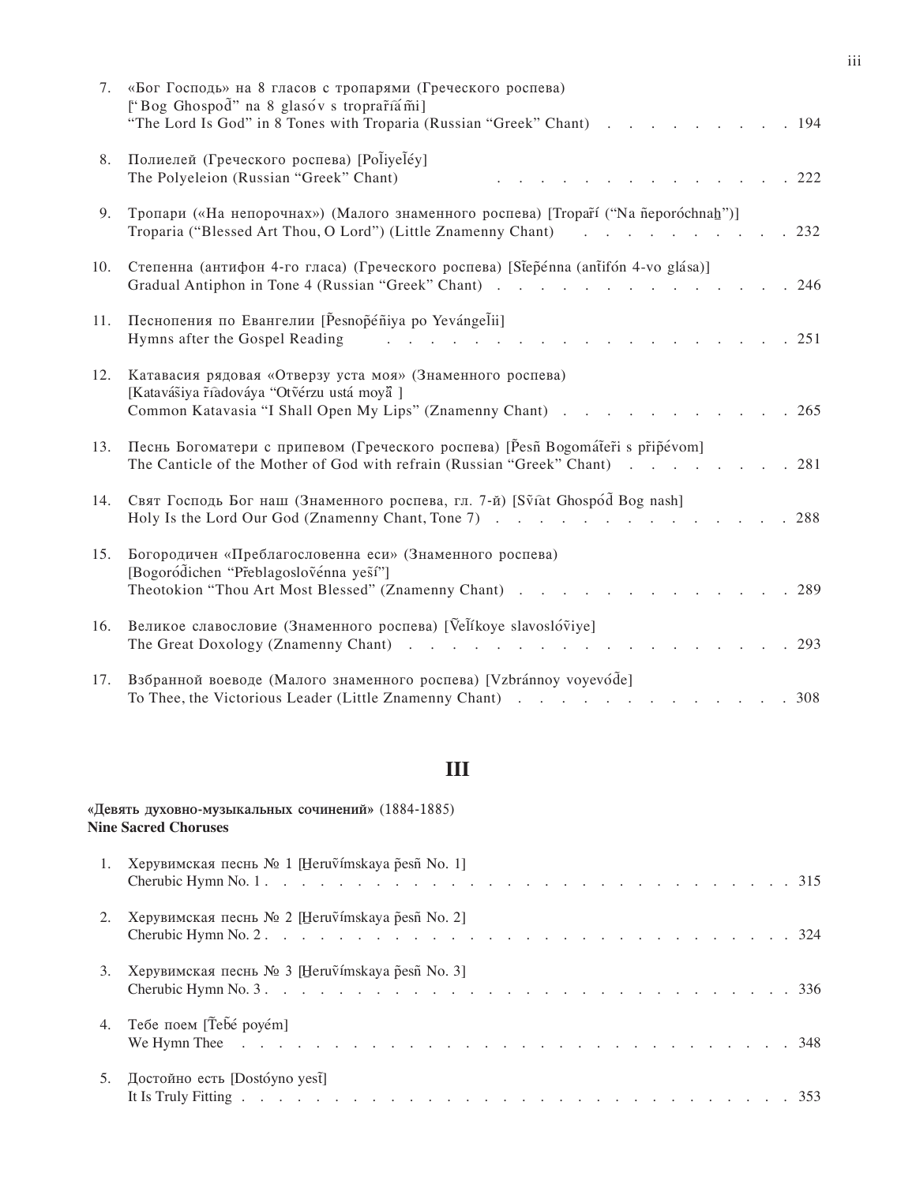7. «Бог Господь» на 8 гласов с тропарями (Греческого роспева)
   [“Bog Ghospod̃” na 8 glasóv s troprar̃ía̋m̃i]
   “The Lord Is God” in 8 Tones with Troparia (Russian “Greek” Chant) . . . . . . . . . . 194

8. Полиелей (Греческого роспева) [Pol̃iyel̃éy]
   The Polyeleion (Russian “Greek” Chant) . . . . . . . . . . . . . . . 222

9. Тропари («На непорочнах») (Малого знаменного роспева) [Tropar̃í (“Na ñeporóchnah”)]
   Troparia (“Blessed Art Thou, O Lord”) (Little Znamenny Chant) . . . . . . . . . . . 232

10. Степенна (антифон 4-го гласа) (Греческого роспева) [St̃ep̃énna (ant̃ifón 4-vo glása)]
    Gradual Antiphon in Tone 4 (Russian “Greek” Chant) . . . . . . . . . . . . . . . 246

11. Песнопения по Евангелии [P̃esnop̃éñiya po Yevángel̃ii]
    Hymns after the Gospel Reading . . . . . . . . . . . . . . . . . . . . . 251

12. Катавасия рядовая «Отверзу уста моя» (Знаменного роспева)
    [Katavás̃iya r̃íadováya “Otṽérzu ustá moya̋ ]
    Common Katavasia “I Shall Open My Lips” (Znamenny Chant) . . . . . . . . . . . 265

13. Песнь Богоматери с припевом (Греческого роспева) [P̃esñ Bogomát̃er̃i s p̃r̃ip̃évom]
    The Canticle of the Mother of God with refrain (Russian “Greek” Chant) . . . . . . . . 281

14. Свят Господь Бог наш (Знаменного роспева, гл. 7-й) [S̃ṽíat Ghospód̃ Bog nash]
    Holy Is the Lord Our God (Znamenny Chant, Tone 7) . . . . . . . . . . . . . . . 288

15. Богородичен «Преблагословенна еси» (Знаменного роспева)
    [Bogoród̃ichen “P̃r̃eblagosloṽénna yes̃í”]
    Theotokion “Thou Art Most Blessed” (Znamenny Chant) . . . . . . . . . . . . . 289

16. Великое славословие (Знаменного роспева) [Ṽel̃íkoye slavoslóṽiye]
    The Great Doxology (Znamenny Chant) . . . . . . . . . . . . . . . . . . . 293

17. Взбранной воеводе (Малого знаменного роспева) [Vzbránnoy voyevód̃e]
    To Thee, the Victorious Leader (Little Znamenny Chant) . . . . . . . . . . . . . 308

# III

**«Девять духовно-музыкальных сочинений»** (1884-1885)
**Nine Sacred Choruses**

1. Херувимская песнь № 1 [H̱eruṽímskaya p̃esñ No. 1]
   Cherubic Hymn No. 1 . . . . . . . . . . . . . . . . . . . . . . . . . . 315

2. Херувимская песнь № 2 [H̱eruṽímskaya p̃esñ No. 2]
   Cherubic Hymn No. 2 . . . . . . . . . . . . . . . . . . . . . . . . . . 324

3. Херувимская песнь № 3 [H̱eruṽímskaya p̃esñ No. 3]
   Cherubic Hymn No. 3 . . . . . . . . . . . . . . . . . . . . . . . . . . 336

4. Тебе поем [T̃eb̃é poyém]
   We Hymn Thee . . . . . . . . . . . . . . . . . . . . . . . . . . . . . 348

5. Достойно есть [Dostóyno yest̃]
   It Is Truly Fitting . . . . . . . . . . . . . . . . . . . . . . . . . . . 353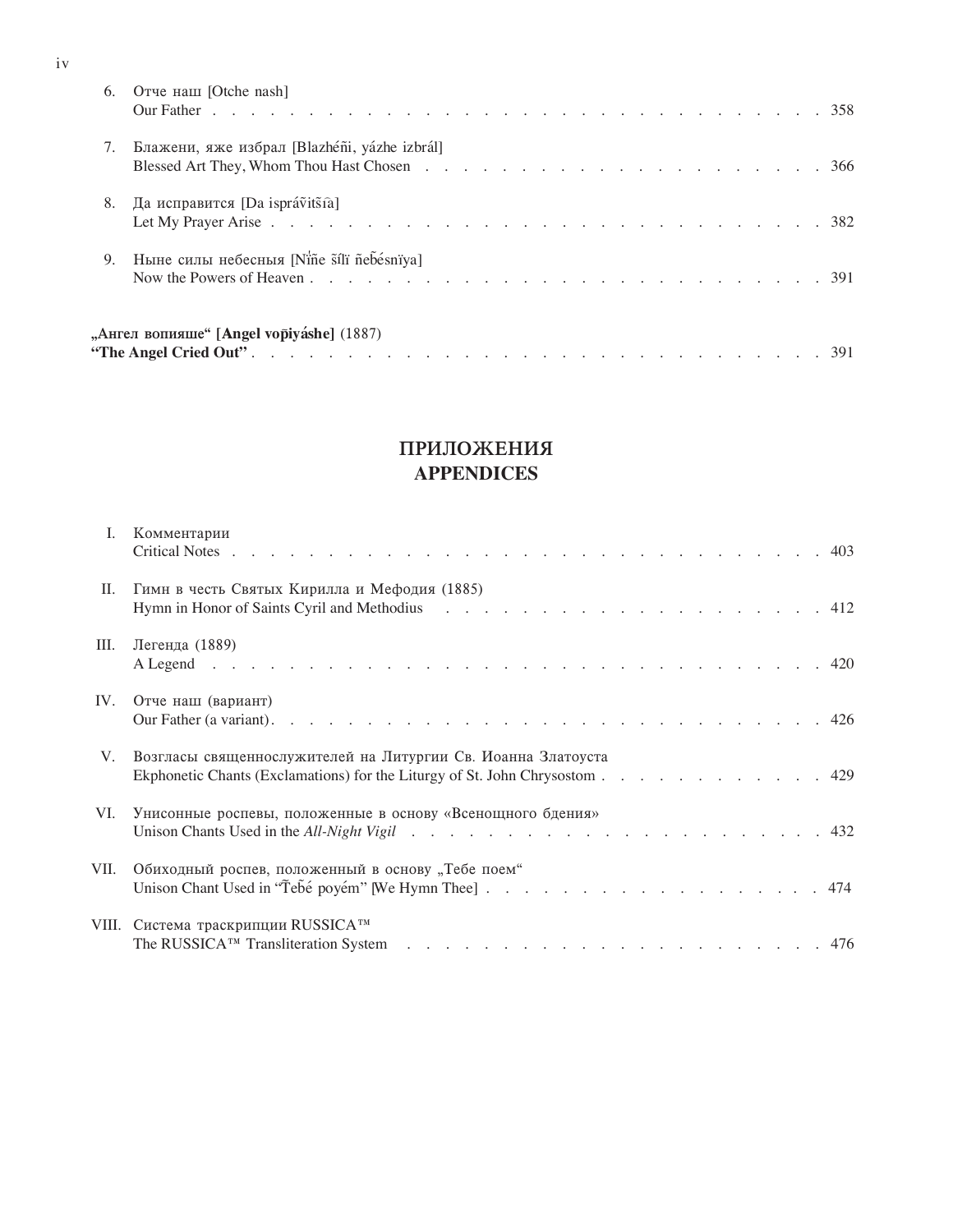6. Отче наш [Otche nash]
   Our Father . . . . . . . . . . . . . . . . . . . . . . . . . . . . . . 358

7. Блажени, яже избрал [Blazhéñi, yázhe izbrál]
   Blessed Art They, Whom Thou Hast Chosen . . . . . . . . . . . . . . . . . . 366

8. Да исправится [Da isprávitsa]
   Let My Prayer Arise . . . . . . . . . . . . . . . . . . . . . . . . . . 382

9. Ныне силы небесныя [Nïñe šïlï ñebésnïya]
   Now the Powers of Heaven . . . . . . . . . . . . . . . . . . . . . . . 391

**„Ангел вопияше“ [Angel vopiyáshe]** (1887)
**“The Angel Cried Out”** . . . . . . . . . . . . . . . . . . . . . . . . . 391

## ПРИЛОЖЕНИЯ
## APPENDICES

I. Комментарии
   Critical Notes . . . . . . . . . . . . . . . . . . . . . . . . . . . . 403

II. Гимн в честь Святых Кирилла и Мефодия (1885)
   Hymn in Honor of Saints Cyril and Methodius . . . . . . . . . . . . . . . 412

III. Легенда (1889)
   A Legend . . . . . . . . . . . . . . . . . . . . . . . . . . . . . . 420

IV. Отче наш (вариант)
   Our Father (a variant) . . . . . . . . . . . . . . . . . . . . . . . . 426

V. Возгласы священнослужителей на Литургии Св. Иоанна Златоуста
   Ekphonetic Chants (Exclamations) for the Liturgy of St. John Chrysostom . . . . . . 429

VI. Унисонные роспевы, положенные в основу «Всенощного бдения»
   Unison Chants Used in the *All-Night Vigil* . . . . . . . . . . . . . . . . 432

VII. Обиходный роспев, положенный в основу „Тебе поем“
   Unison Chant Used in “Ťebé poyém” [We Hymn Thee] . . . . . . . . . . . . . 474

VIII. Система траскрипции RUSSICA™
   The RUSSICA™ Transliteration System . . . . . . . . . . . . . . . . . . 476